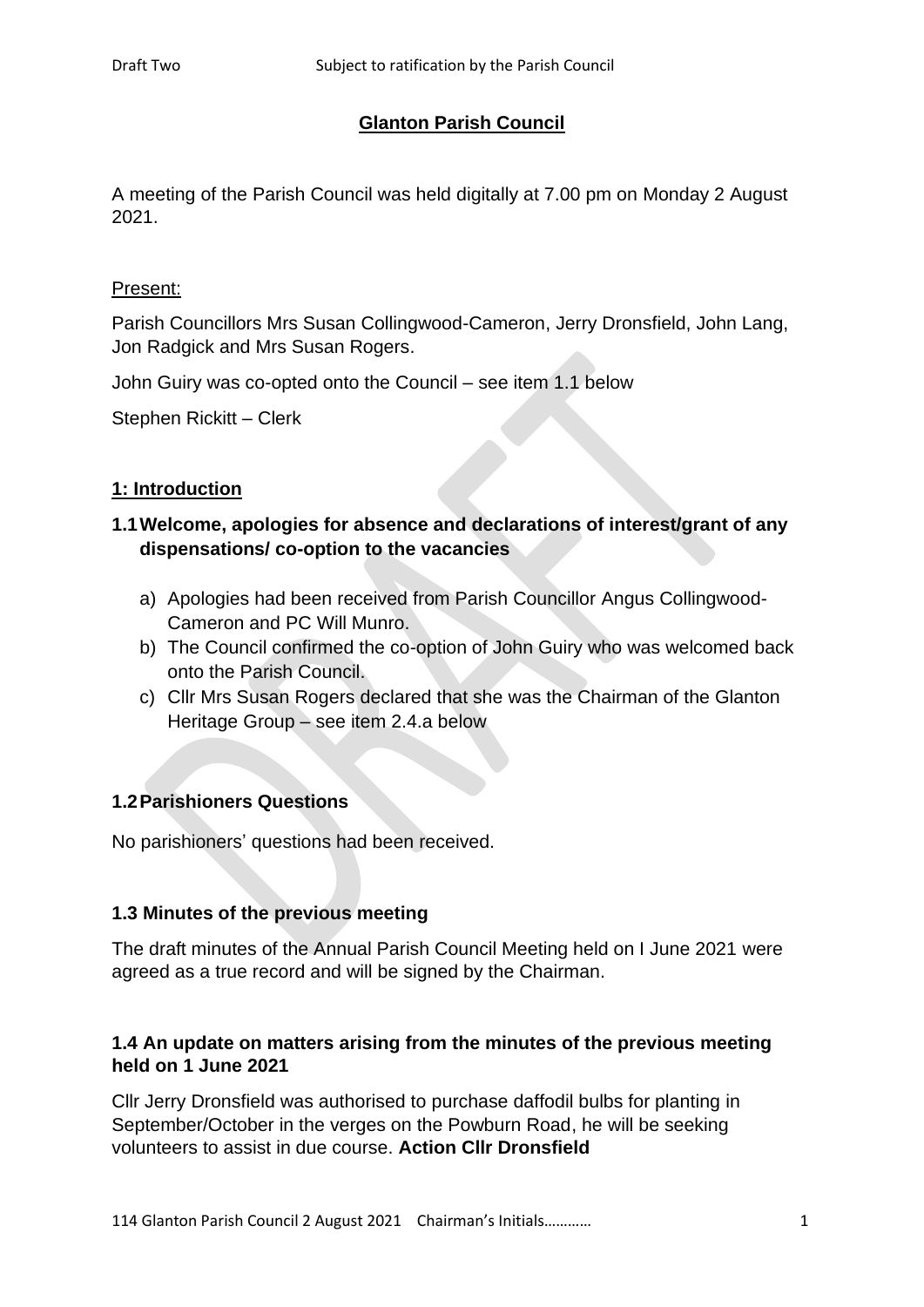## Glanton Parish Council

A meeting of the Parish Council was held digitally at 7.00 pm on Monday 2 August 2021.

Present:

Parish Councillors Mrs Susan Collingwood-Cameron, Jerry Dronsfield, John Lang, Jon Radgick and Mrs Susan Rogers.

John Guiry was co-opted onto the Council – see item 1.1 below

Stephen Rickitt – Clerk

### 1: Introduction

#### 1.1 Welcome, apologies for absence and declarations of interest/grant of any dispensations/ co-option to the vacancies

a) Apologies had been received from Parish Councillor Angus Collingwood-Cameron and PC Will Munro.
b) The Council confirmed the co-option of John Guiry who was welcomed back onto the Parish Council.
c) Cllr Mrs Susan Rogers declared that she was the Chairman of the Glanton Heritage Group – see item 2.4.a below

#### 1.2 Parishioners Questions

No parishioners' questions had been received.

#### 1.3 Minutes of the previous meeting

The draft minutes of the Annual Parish Council Meeting held on I June 2021 were agreed as a true record and will be signed by the Chairman.

#### 1.4 An update on matters arising from the minutes of the previous meeting held on 1 June 2021

Cllr Jerry Dronsfield was authorised to purchase daffodil bulbs for planting in September/October in the verges on the Powburn Road, he will be seeking volunteers to assist in due course. **Action Cllr Dronsfield**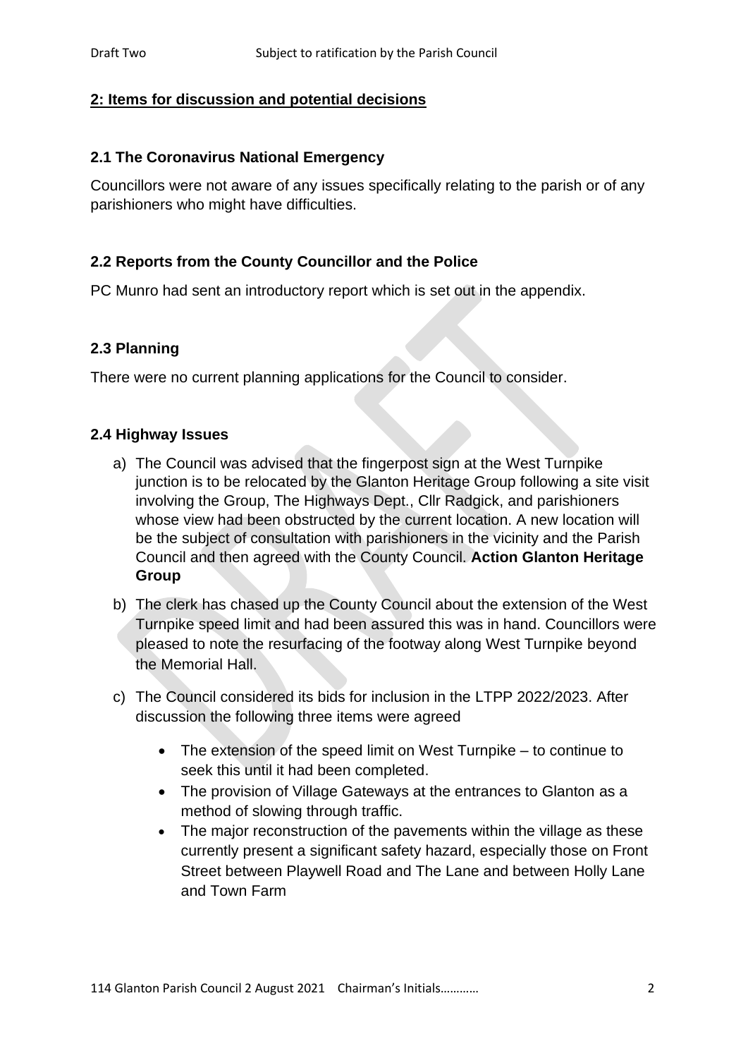## 2: Items for discussion and potential decisions

### 2.1 The Coronavirus National Emergency

Councillors were not aware of any issues specifically relating to the parish or of any parishioners who might have difficulties.

### 2.2 Reports from the County Councillor and the Police

PC Munro had sent an introductory report which is set out in the appendix.

### 2.3 Planning

There were no current planning applications for the Council to consider.

### 2.4 Highway Issues

a) The Council was advised that the fingerpost sign at the West Turnpike junction is to be relocated by the Glanton Heritage Group following a site visit involving the Group, The Highways Dept., Cllr Radgick, and parishioners whose view had been obstructed by the current location. A new location will be the subject of consultation with parishioners in the vicinity and the Parish Council and then agreed with the County Council. **Action Glanton Heritage Group**

b) The clerk has chased up the County Council about the extension of the West Turnpike speed limit and had been assured this was in hand. Councillors were pleased to note the resurfacing of the footway along West Turnpike beyond the Memorial Hall.

c) The Council considered its bids for inclusion in the LTPP 2022/2023. After discussion the following three items were agreed

- The extension of the speed limit on West Turnpike – to continue to seek this until it had been completed.
- The provision of Village Gateways at the entrances to Glanton as a method of slowing through traffic.
- The major reconstruction of the pavements within the village as these currently present a significant safety hazard, especially those on Front Street between Playwell Road and The Lane and between Holly Lane and Town Farm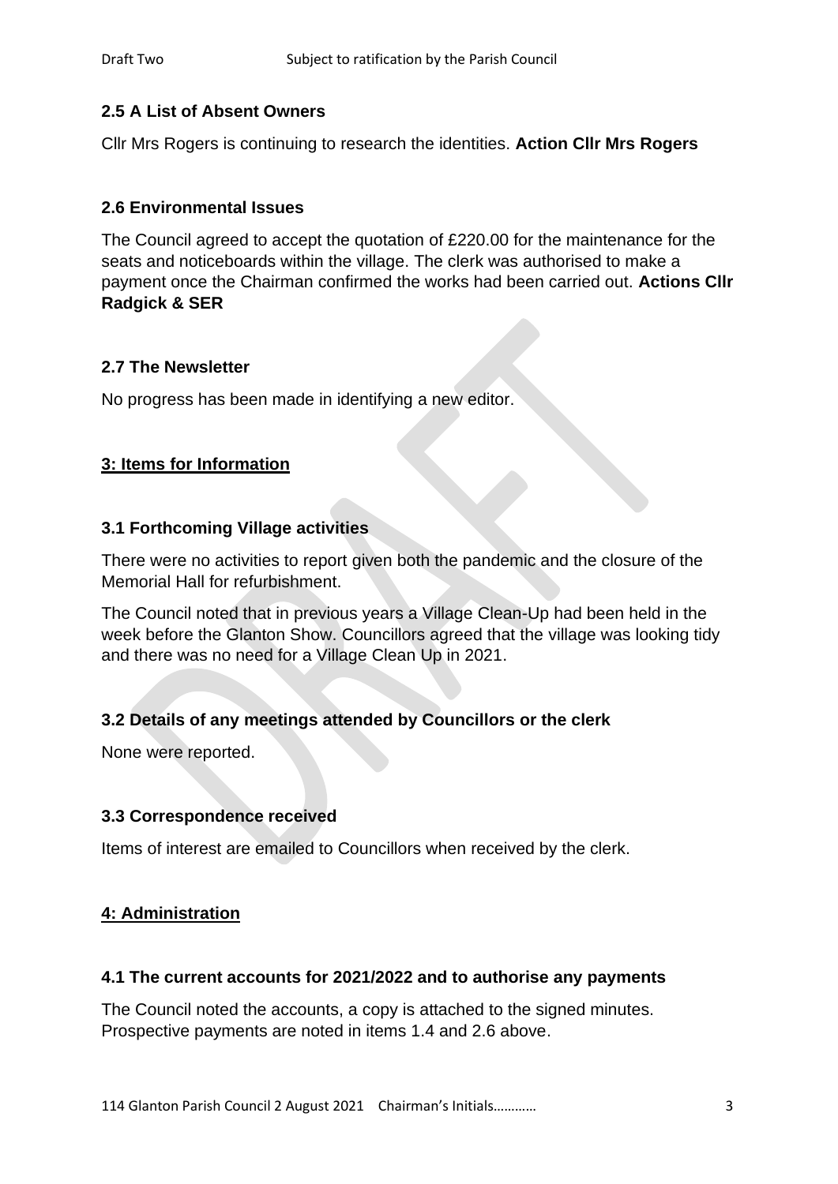### 2.5 A List of Absent Owners

Cllr Mrs Rogers is continuing to research the identities. **Action Cllr Mrs Rogers**

### 2.6 Environmental Issues

The Council agreed to accept the quotation of £220.00 for the maintenance for the seats and noticeboards within the village. The clerk was authorised to make a payment once the Chairman confirmed the works had been carried out. **Actions Cllr Radgick & SER**

### 2.7 The Newsletter

No progress has been made in identifying a new editor.

## 3: Items for Information

### 3.1 Forthcoming Village activities

There were no activities to report given both the pandemic and the closure of the Memorial Hall for refurbishment.

The Council noted that in previous years a Village Clean-Up had been held in the week before the Glanton Show. Councillors agreed that the village was looking tidy and there was no need for a Village Clean Up in 2021.

### 3.2 Details of any meetings attended by Councillors or the clerk

None were reported.

### 3.3 Correspondence received

Items of interest are emailed to Councillors when received by the clerk.

## 4: Administration

### 4.1 The current accounts for 2021/2022 and to authorise any payments

The Council noted the accounts, a copy is attached to the signed minutes. Prospective payments are noted in items 1.4 and 2.6 above.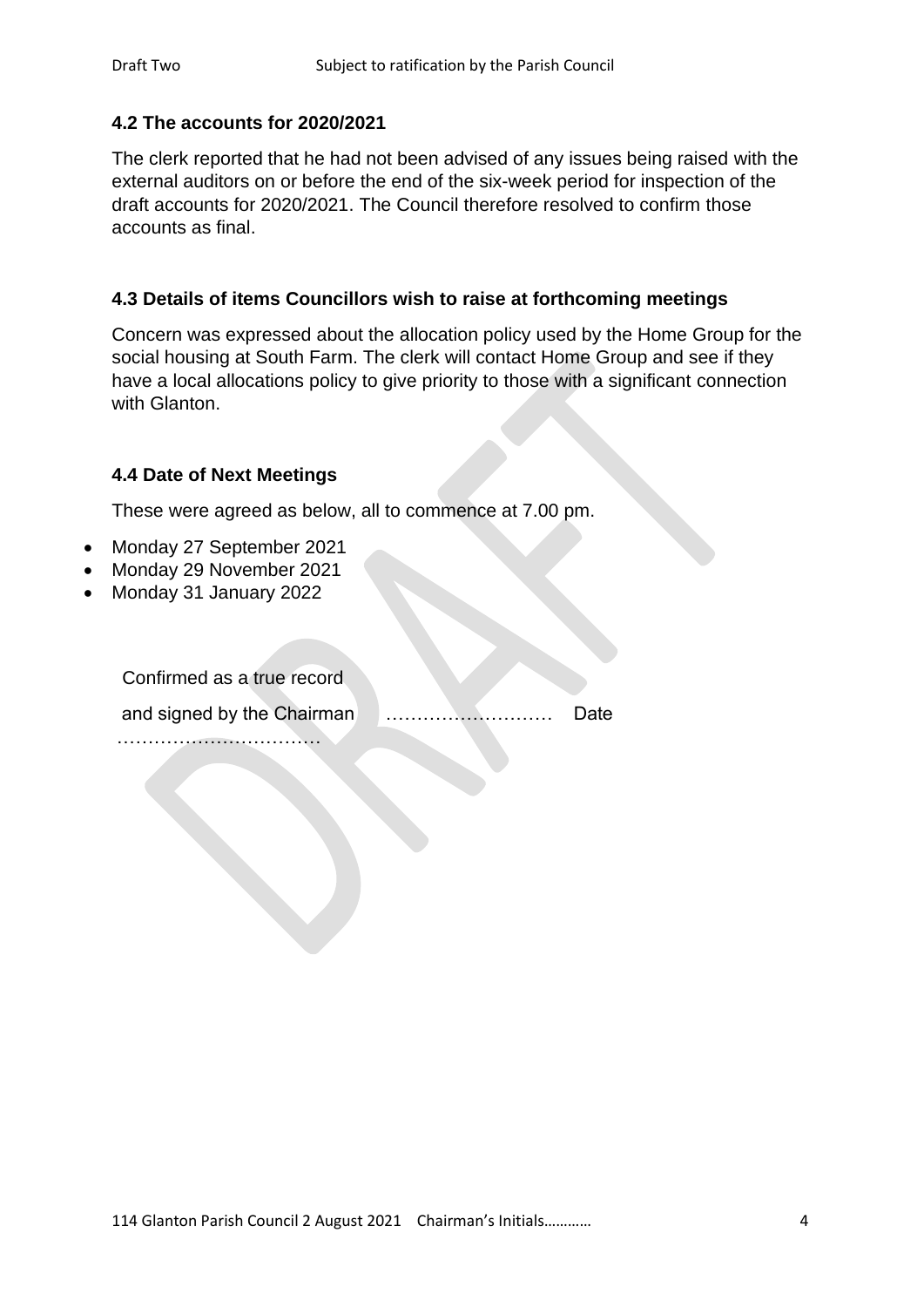### 4.2 The accounts for 2020/2021

The clerk reported that he had not been advised of any issues being raised with the external auditors on or before the end of the six-week period for inspection of the draft accounts for 2020/2021. The Council therefore resolved to confirm those accounts as final.

### 4.3 Details of items Councillors wish to raise at forthcoming meetings

Concern was expressed about the allocation policy used by the Home Group for the social housing at South Farm. The clerk will contact Home Group and see if they have a local allocations policy to give priority to those with a significant connection with Glanton.

### 4.4 Date of Next Meetings

These were agreed as below, all to commence at 7.00 pm.

- Monday 27 September 2021
- Monday 29 November 2021
- Monday 31 January 2022

Confirmed as a true record

and signed by the Chairman ……………………… Date ……………………………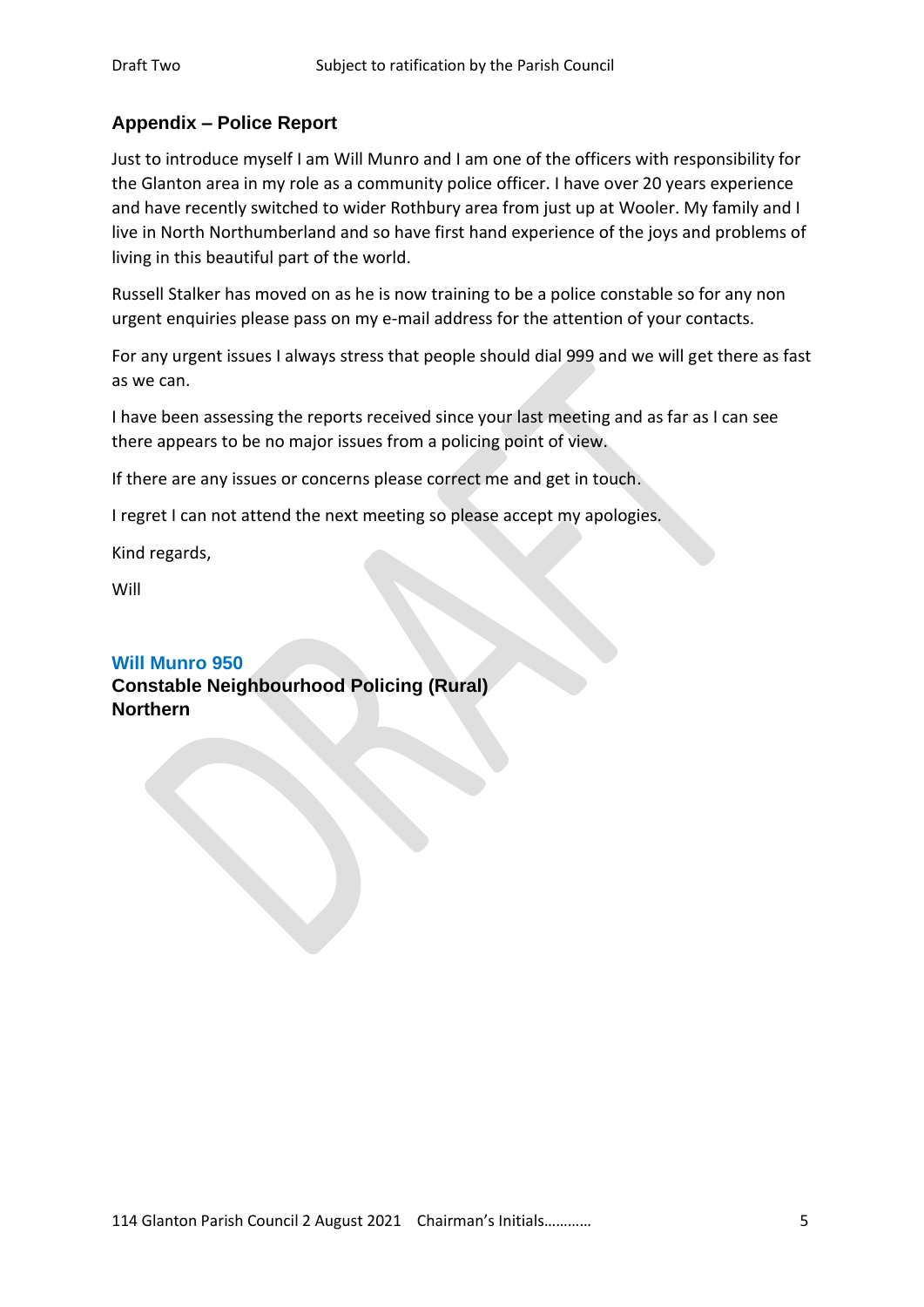## Appendix – Police Report

Just to introduce myself I am Will Munro and I am one of the officers with responsibility for the Glanton area in my role as a community police officer. I have over 20 years experience and have recently switched to wider Rothbury area from just up at Wooler. My family and I live in North Northumberland and so have first hand experience of the joys and problems of living in this beautiful part of the world.

Russell Stalker has moved on as he is now training to be a police constable so for any non urgent enquiries please pass on my e-mail address for the attention of your contacts.

For any urgent issues I always stress that people should dial 999 and we will get there as fast as we can.

I have been assessing the reports received since your last meeting and as far as I can see there appears to be no major issues from a policing point of view.

If there are any issues or concerns please correct me and get in touch.

I regret I can not attend the next meeting so please accept my apologies.

Kind regards,

Will

**Will Munro 950**
**Constable Neighbourhood Policing (Rural)**
**Northern**